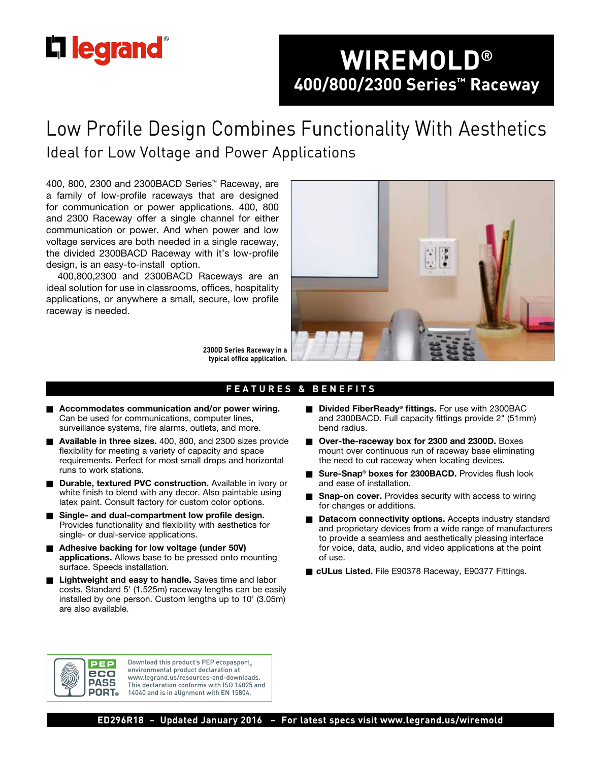legrand®

# WIREMOLD®

## 400/800/2300 Series™ Raceway

# Low Profile Design Combines Functionality With Aesthetics

## Ideal for Low Voltage and Power Applications

400, 800, 2300 and 2300BACD Series™ Raceway, are a family of low-profile raceways that are designed for communication or power applications. 400, 800 and 2300 Raceway offer a single channel for either communication or power. And when power and low voltage services are both needed in a single raceway, the divided 2300BACD Raceway with it's low-profile design, is an easy-to-install option.

400,800,2300 and 2300BACD Raceways are an ideal solution for use in classrooms, offices, hospitality applications, or anywhere a small, secure, low profile raceway is needed.

**2300D Series Raceway in a typical office application.**

## FEATURES & BENEFITS

- **Accommodates communication and/or power wiring.** Can be used for communications, computer lines, surveillance systems, fire alarms, outlets, and more.
- **Available in three sizes.** 400, 800, and 2300 sizes provide flexibility for meeting a variety of capacity and space requirements. Perfect for most small drops and horizontal runs to work stations.
- **Durable, textured PVC construction.** Available in ivory or white finish to blend with any decor. Also paintable using latex paint. Consult factory for custom color options.
- **Single- and dual-compartment low profile design.** Provides functionality and flexibility with aesthetics for single- or dual-service applications.
- **Adhesive backing for low voltage (under 50V) applications.** Allows base to be pressed onto mounting surface. Speeds installation.
- **Lightweight and easy to handle.** Saves time and labor costs. Standard 5' (1.525m) raceway lengths can be easily installed by one person. Custom lengths up to 10' (3.05m) are also available.
- **Divided FiberReady® fittings.** For use with 2300BAC and 2300BACD. Full capacity fittings provide 2" (51mm) bend radius.
- **Over-the-raceway box for 2300 and 2300D.** Boxes mount over continuous run of raceway base eliminating the need to cut raceway when locating devices.
- **Sure-Snap® boxes for 2300BACD.** Provides flush look and ease of installation.
- **Snap-on cover.** Provides security with access to wiring for changes or additions.
- **Datacom connectivity options.** Accepts industry standard and proprietary devices from a wide range of manufacturers to provide a seamless and aesthetically pleasing interface for voice, data, audio, and video applications at the point of use.
- **cULus Listed.** File E90378 Raceway, E90377 Fittings.

PEP eco PASS PORT®

Download this product's PEP ecopassport® environmental product declaration at www.legrand.us/resources-and-downloads. This declaration conforms with ISO 14025 and 14040 and is in alignment with EN 15804.

ED296R18 – Updated January 2016 – For latest specs visit www.legrand.us/wiremold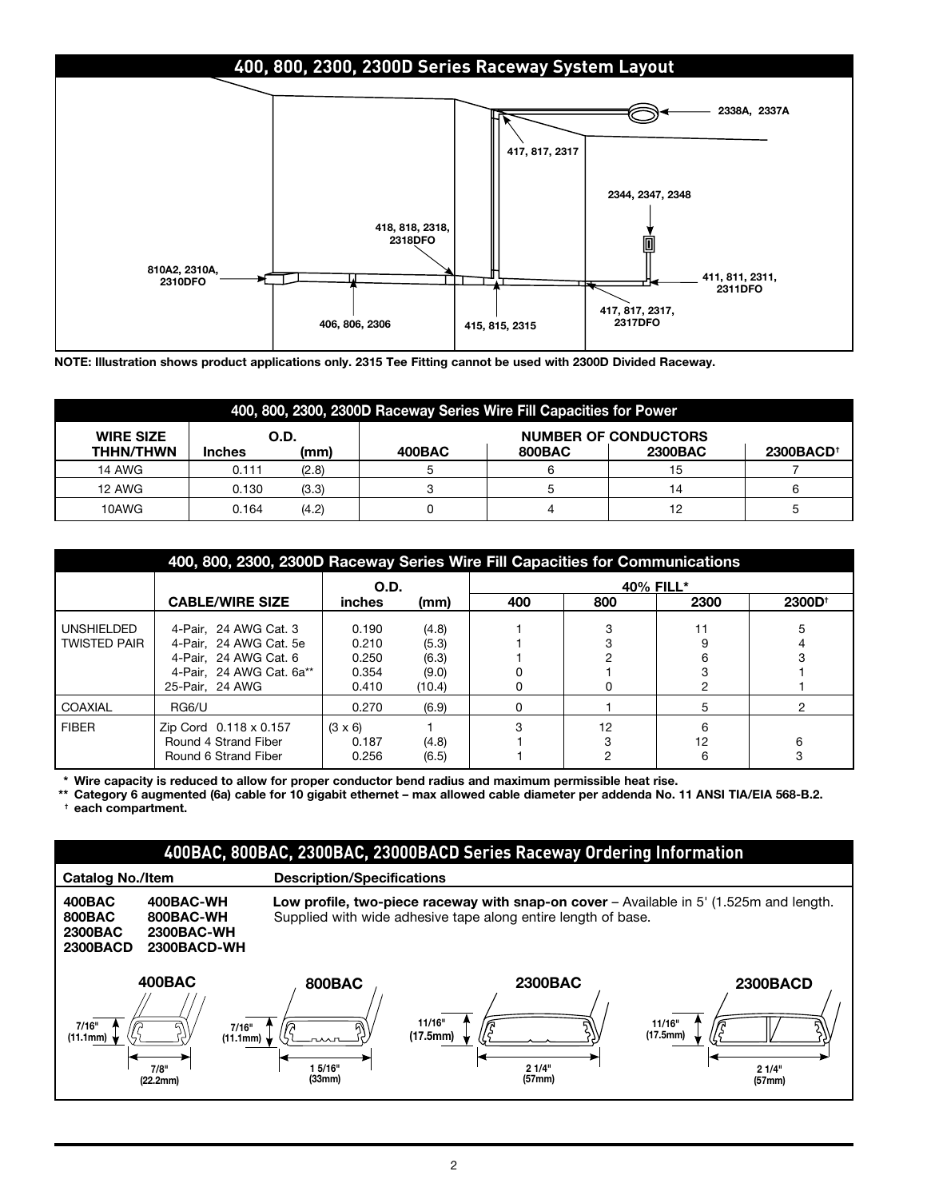## 400, 800, 2300, 2300D Series Raceway System Layout

2338A, 2337A

417, 817, 2317

2344, 2347, 2348

418, 818, 2318, 2318DFO

810A2, 2310A, 2310DFO

411, 811, 2311, 2311DFO

417, 817, 2317, 2317DFO

406, 806, 2306

415, 815, 2315

**NOTE: Illustration shows product applications only. 2315 Tee Fitting cannot be used with 2300D Divided Raceway.**

| 400, 800, 2300, 2300D Raceway Series Wire Fill Capacities for Power | | | | | | |
|---|---|---|---|---|---|---|
| **WIRE SIZE THHN/THWN** | **O.D.** | | **NUMBER OF CONDUCTORS** | | | |
| | **Inches** | **(mm)** | **400BAC** | **800BAC** | **2300BAC** | **2300BACD†** |
| 14 AWG | 0.111 | (2.8) | 5 | 6 | 15 | 7 |
| 12 AWG | 0.130 | (3.3) | 3 | 5 | 14 | 6 |
| 10AWG | 0.164 | (4.2) | 0 | 4 | 12 | 5 |

| 400, 800, 2300, 2300D Raceway Series Wire Fill Capacities for Communications | | | | | | | |
|---|---|---|---|---|---|---|---|
| | | **O.D.** | | **40% FILL*** | | | |
| | **CABLE/WIRE SIZE** | **inches** | **(mm)** | **400** | **800** | **2300** | **2300D†** |
| UNSHIELDED TWISTED PAIR | 4-Pair, 24 AWG Cat. 3 | 0.190 | (4.8) | 1 | 3 | 11 | 5 |
| | 4-Pair, 24 AWG Cat. 5e | 0.210 | (5.3) | 1 | 3 | 9 | 4 |
| | 4-Pair, 24 AWG Cat. 6 | 0.250 | (6.3) | 1 | 2 | 6 | 3 |
| | 4-Pair, 24 AWG Cat. 6a** | 0.354 | (9.0) | 0 | 1 | 3 | 1 |
| | 25-Pair, 24 AWG | 0.410 | (10.4) | 0 | 0 | 2 | 1 |
| COAXIAL | RG6/U | 0.270 | (6.9) | 0 | 1 | 5 | 2 |
| FIBER | Zip Cord 0.118 x 0.157 | (3 x 6) | 1 | 3 | 12 | 6 | |
| | Round 4 Strand Fiber | 0.187 | (4.8) | 1 | 3 | 12 | 6 |
| | Round 6 Strand Fiber | 0.256 | (6.5) | 1 | 2 | 6 | 3 |

**\* Wire capacity is reduced to allow for proper conductor bend radius and maximum permissible heat rise.**

**\*\* Category 6 augmented (6a) cable for 10 gigabit ethernet – max allowed cable diameter per addenda No. 11 ANSI TIA/EIA 568-B.2.**

**† each compartment.**

## 400BAC, 800BAC, 2300BAC, 23000BACD Series Raceway Ordering Information

| Catalog No./Item | | Description/Specifications |
|---|---|---|
| **400BAC** | **400BAC-WH** | **Low profile, two-piece raceway with snap-on cover** – Available in 5' (1.525m and length. Supplied with wide adhesive tape along entire length of base. |
| **800BAC** | **800BAC-WH** | |
| **2300BAC** | **2300BAC-WH** | |
| **2300BACD** | **2300BACD-WH** | |

**400BAC** 7/16" (11.1mm) × 7/8" (22.2mm)

**800BAC** 7/16" (11.1mm) × 1 5/16" (33mm)

**2300BAC** 11/16" (17.5mm) × 2 1/4" (57mm)

**2300BACD** 11/16" (17.5mm) × 2 1/4" (57mm)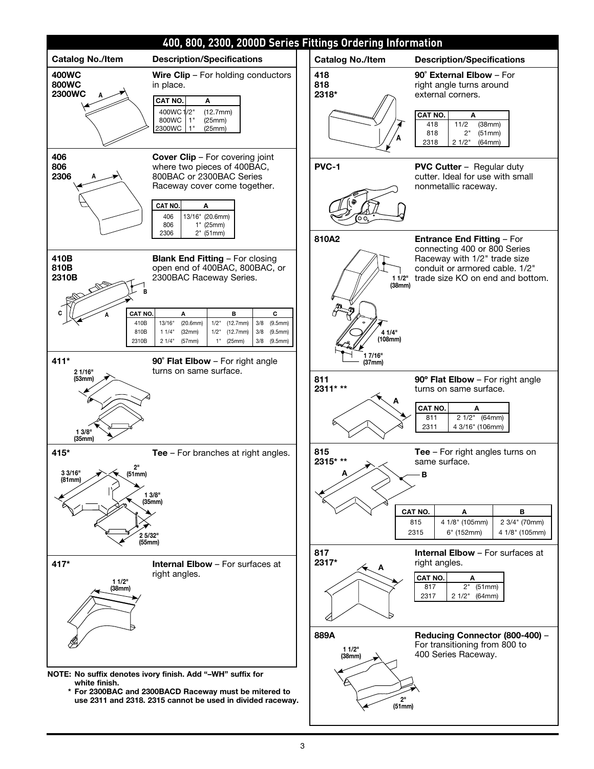# 400, 800, 2300, 2000D Series Fittings Ordering Information

| Catalog No./Item | Description/Specifications |
|---|---|
| **400WC**<br>**800WC**<br>**2300WC** | **Wire Clip** – For holding conductors in place. |

| CAT NO. | A |
|---|---|
| 400WC | 1/2" (12.7mm) |
| 800WC | 1" (25mm) |
| 2300WC | 1" (25mm) |

| Catalog No./Item | Description/Specifications |
|---|---|
| **406**<br>**806**<br>**2306** | **Cover Clip** – For covering joint where two pieces of 400BAC, 800BAC or 2300BAC Series Raceway cover come together. |

| CAT NO. | A |
|---|---|
| 406 | 13/16" (20.6mm) |
| 806 | 1" (25mm) |
| 2306 | 2" (51mm) |

| Catalog No./Item | Description/Specifications |
|---|---|
| **410B**<br>**810B**<br>**2310B** | **Blank End Fitting** – For closing open end of 400BAC, 800BAC, or 2300BAC Raceway Series. |

| CAT NO. | A | B | C |
|---|---|---|---|
| 410B | 13/16" (20.6mm) | 1/2" (12.7mm) | 3/8 (9.5mm) |
| 810B | 1 1/4" (32mm) | 1/2" (12.7mm) | 3/8 (9.5mm) |
| 2310B | 2 1/4" (57mm) | 1" (25mm) | 3/8 (9.5mm) |

| Catalog No./Item | Description/Specifications |
|---|---|
| **411*** | **90° Flat Elbow** – For right angle turns on same surface. |

Dimensions: 2 1/16" (53mm); 1 3/8" (35mm)

| Catalog No./Item | Description/Specifications |
|---|---|
| **415*** | **Tee** – For branches at right angles. |

Dimensions: 3 3/16" (81mm); 2" (51mm); 1 3/8" (35mm); 2 5/32" (55mm)

| Catalog No./Item | Description/Specifications |
|---|---|
| **417*** | **Internal Elbow** – For surfaces at right angles. |

Dimensions: 1 1/2" (38mm)

| Catalog No./Item | Description/Specifications |
|---|---|
| **418**<br>**818**<br>**2318*** | **90° External Elbow** – For right angle turns around external corners. |

| CAT NO. | A |
|---|---|
| 418 | 11/2 (38mm) |
| 818 | 2" (51mm) |
| 2318 | 2 1/2" (64mm) |

| Catalog No./Item | Description/Specifications |
|---|---|
| **PVC-1** | **PVC Cutter** – Regular duty cutter. Ideal for use with small nonmetallic raceway. |
| **810A2** | **Entrance End Fitting** – For connecting 400 or 800 Series Raceway with 1/2" trade size conduit or armored cable. 1/2" trade size KO on end and bottom. |

Dimensions: 1 1/2" (38mm); 4 1/4" (108mm); 1 7/16" (37mm)

| Catalog No./Item | Description/Specifications |
|---|---|
| **811**<br>**2311* **** | **90º Flat Elbow** – For right angle turns on same surface. |

| CAT NO. | A |
|---|---|
| 811 | 2 1/2" (64mm) |
| 2311 | 4 3/16" (106mm) |

| Catalog No./Item | Description/Specifications |
|---|---|
| **815**<br>**2315* **** | **Tee** – For right angles turns on same surface. |

| CAT NO. | A | B |
|---|---|---|
| 815 | 4 1/8" (105mm) | 2 3/4" (70mm) |
| 2315 | 6" (152mm) | 4 1/8" (105mm) |

| Catalog No./Item | Description/Specifications |
|---|---|
| **817**<br>**2317*** | **Internal Elbow** – For surfaces at right angles. |

| CAT NO. | A |
|---|---|
| 817 | 2" (51mm) |
| 2317 | 2 1/2" (64mm) |

| Catalog No./Item | Description/Specifications |
|---|---|
| **889A** | **Reducing Connector (800-400)** – For transitioning from 800 to 400 Series Raceway. |

Dimensions: 1 1/2" (38mm); 2" (51mm)

**NOTE: No suffix denotes ivory finish. Add "–WH" suffix for white finish.**

**\* For 2300BAC and 2300BACD Raceway must be mitered to use 2311 and 2318. 2315 cannot be used in divided raceway.**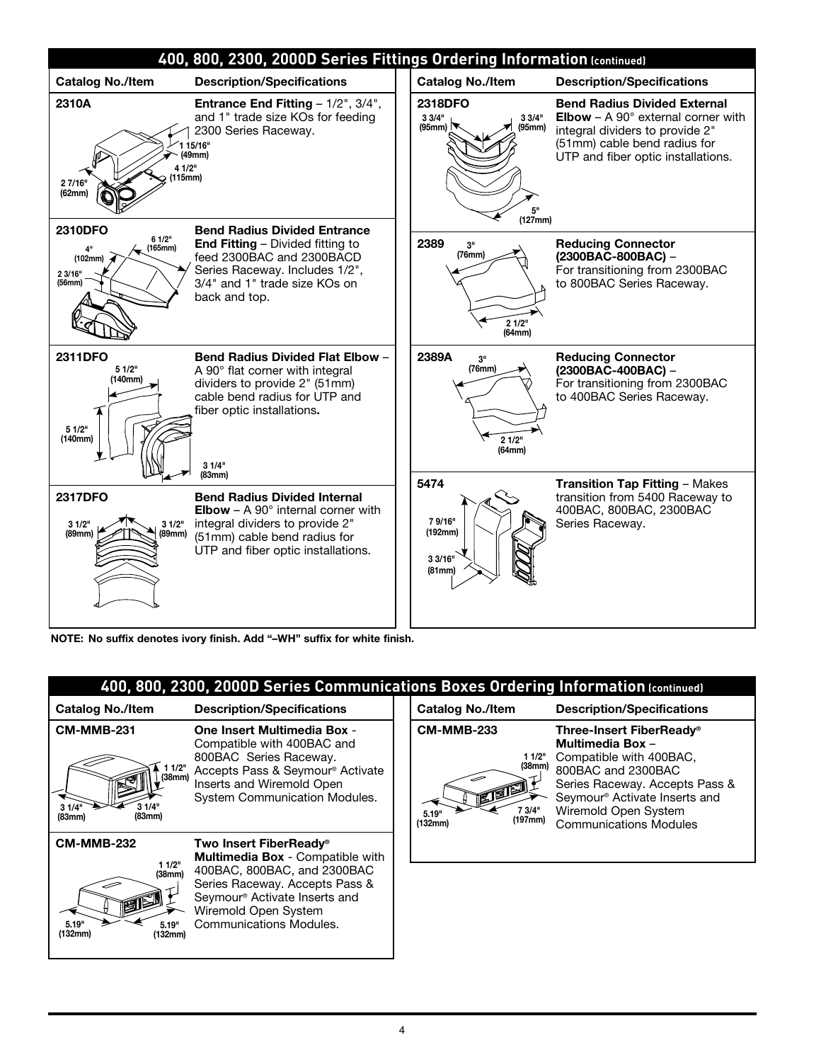## 400, 800, 2300, 2000D Series Fittings Ordering Information (continued)

| Catalog No./Item | Description/Specifications |
|---|---|
| **2310A**<br>2 7/16" (62mm); 1 15/16" (49mm); 4 1/2" (115mm) | **Entrance End Fitting** – 1/2", 3/4", and 1" trade size KOs for feeding 2300 Series Raceway. |
| **2310DFO**<br>4" (102mm); 6 1/2" (165mm); 2 3/16" (56mm) | **Bend Radius Divided Entrance End Fitting** – Divided fitting to feed 2300BAC and 2300BACD Series Raceway. Includes 1/2", 3/4" and 1" trade size KOs on back and top. |
| **2311DFO**<br>5 1/2" (140mm); 5 1/2" (140mm); 3 1/4" (83mm) | **Bend Radius Divided Flat Elbow** – A 90° flat corner with integral dividers to provide 2" (51mm) cable bend radius for UTP and fiber optic installations. |
| **2317DFO**<br>3 1/2" (89mm); 3 1/2" (89mm) | **Bend Radius Divided Internal Elbow** – A 90° internal corner with integral dividers to provide 2" (51mm) cable bend radius for UTP and fiber optic installations. |
| **2318DFO**<br>3 3/4" (95mm); 3 3/4" (95mm); 5" (127mm) | **Bend Radius Divided External Elbow** – A 90° external corner with integral dividers to provide 2" (51mm) cable bend radius for UTP and fiber optic installations. |
| **2389**<br>3" (76mm); 2 1/2" (64mm) | **Reducing Connector (2300BAC-800BAC)** – For transitioning from 2300BAC to 800BAC Series Raceway. |
| **2389A**<br>3" (76mm); 2 1/2" (64mm) | **Reducing Connector (2300BAC-400BAC)** – For transitioning from 2300BAC to 400BAC Series Raceway. |
| **5474**<br>7 9/16" (192mm); 3 3/16" (81mm) | **Transition Tap Fitting** – Makes transition from 5400 Raceway to 400BAC, 800BAC, 2300BAC Series Raceway. |

**NOTE: No suffix denotes ivory finish. Add "–WH" suffix for white finish.**

## 400, 800, 2300, 2000D Series Communications Boxes Ordering Information (continued)

| Catalog No./Item | Description/Specifications |
|---|---|
| **CM-MMB-231**<br>1 1/2" (38mm); 3 1/4" (83mm); 3 1/4" (83mm) | **One Insert Multimedia Box** - Compatible with 400BAC and 800BAC Series Raceway. Accepts Pass & Seymour® Activate Inserts and Wiremold Open System Communication Modules. |
| **CM-MMB-232**<br>1 1/2" (38mm); 5.19" (132mm); 5.19" (132mm) | **Two Insert FiberReady® Multimedia Box** - Compatible with 400BAC, 800BAC, and 2300BAC Series Raceway. Accepts Pass & Seymour® Activate Inserts and Wiremold Open System Communications Modules. |
| **CM-MMB-233**<br>1 1/2" (38mm); 5.19" (132mm); 7 3/4" (197mm) | **Three-Insert FiberReady® Multimedia Box** – Compatible with 400BAC, 800BAC and 2300BAC Series Raceway. Accepts Pass & Seymour® Activate Inserts and Wiremold Open System Communications Modules |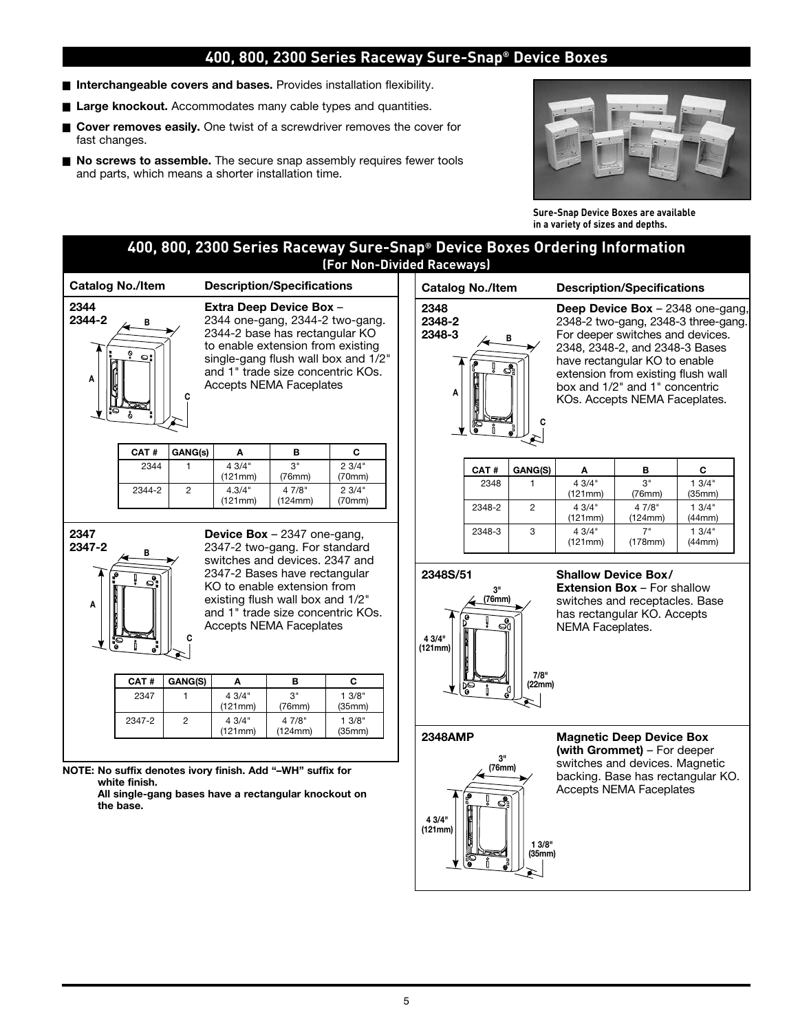# 400, 800, 2300 Series Raceway Sure-Snap® Device Boxes

- **Interchangeable covers and bases.** Provides installation flexibility.
- **Large knockout.** Accommodates many cable types and quantities.
- **Cover removes easily.** One twist of a screwdriver removes the cover for fast changes.
- **No screws to assemble.** The secure snap assembly requires fewer tools and parts, which means a shorter installation time.

Sure-Snap Device Boxes are available in a variety of sizes and depths.

## 400, 800, 2300 Series Raceway Sure-Snap® Device Boxes Ordering Information (For Non-Divided Raceways)

| Catalog No./Item | Description/Specifications |
|---|---|
| **2344** **2344-2** | **Extra Deep Device Box** – 2344 one-gang, 2344-2 two-gang. 2344-2 base has rectangular KO to enable extension from existing single-gang flush wall box and 1/2" and 1" trade size concentric KOs. Accepts NEMA Faceplates |

| CAT # | GANG(s) | A | B | C |
|---|---|---|---|---|
| 2344 | 1 | 4 3/4" (121mm) | 3" (76mm) | 2 3/4" (70mm) |
| 2344-2 | 2 | 4.3/4" (121mm) | 4 7/8" (124mm) | 2 3/4" (70mm) |

| Catalog No./Item | Description/Specifications |
|---|---|
| **2347** **2347-2** | **Device Box** – 2347 one-gang, 2347-2 two-gang. For standard switches and devices. 2347 and 2347-2 Bases have rectangular KO to enable extension from existing flush wall box and 1/2" and 1" trade size concentric KOs. Accepts NEMA Faceplates |

| CAT # | GANG(S) | A | B | C |
|---|---|---|---|---|
| 2347 | 1 | 4 3/4" (121mm) | 3" (76mm) | 1 3/8" (35mm) |
| 2347-2 | 2 | 4 3/4" (121mm) | 4 7/8" (124mm) | 1 3/8" (35mm) |

**NOTE: No suffix denotes ivory finish. Add "–WH" suffix for white finish.**
**All single-gang bases have a rectangular knockout on the base.**

| Catalog No./Item | Description/Specifications |
|---|---|
| **2348** **2348-2** **2348-3** | **Deep Device Box** – 2348 one-gang, 2348-2 two-gang, 2348-3 three-gang. For deeper switches and devices. 2348, 2348-2, and 2348-3 Bases have rectangular KO to enable extension from existing flush wall box and 1/2" and 1" concentric KOs. Accepts NEMA Faceplates. |

| CAT # | GANG(S) | A | B | C |
|---|---|---|---|---|
| 2348 | 1 | 4 3/4" (121mm) | 3" (76mm) | 1 3/4" (35mm) |
| 2348-2 | 2 | 4 3/4" (121mm) | 4 7/8" (124mm) | 1 3/4" (44mm) |
| 2348-3 | 3 | 4 3/4" (121mm) | 7" (178mm) | 1 3/4" (44mm) |

| Catalog No./Item | Description/Specifications |
|---|---|
| **2348S/51** (3" (76mm); 4 3/4" (121mm); 7/8" (22mm)) | **Shallow Device Box/ Extension Box** – For shallow switches and receptacles. Base has rectangular KO. Accepts NEMA Faceplates. |
| **2348AMP** (3" (76mm); 4 3/4" (121mm); 1 3/8" (35mm)) | **Magnetic Deep Device Box (with Grommet)** – For deeper switches and devices. Magnetic backing. Base has rectangular KO. Accepts NEMA Faceplates |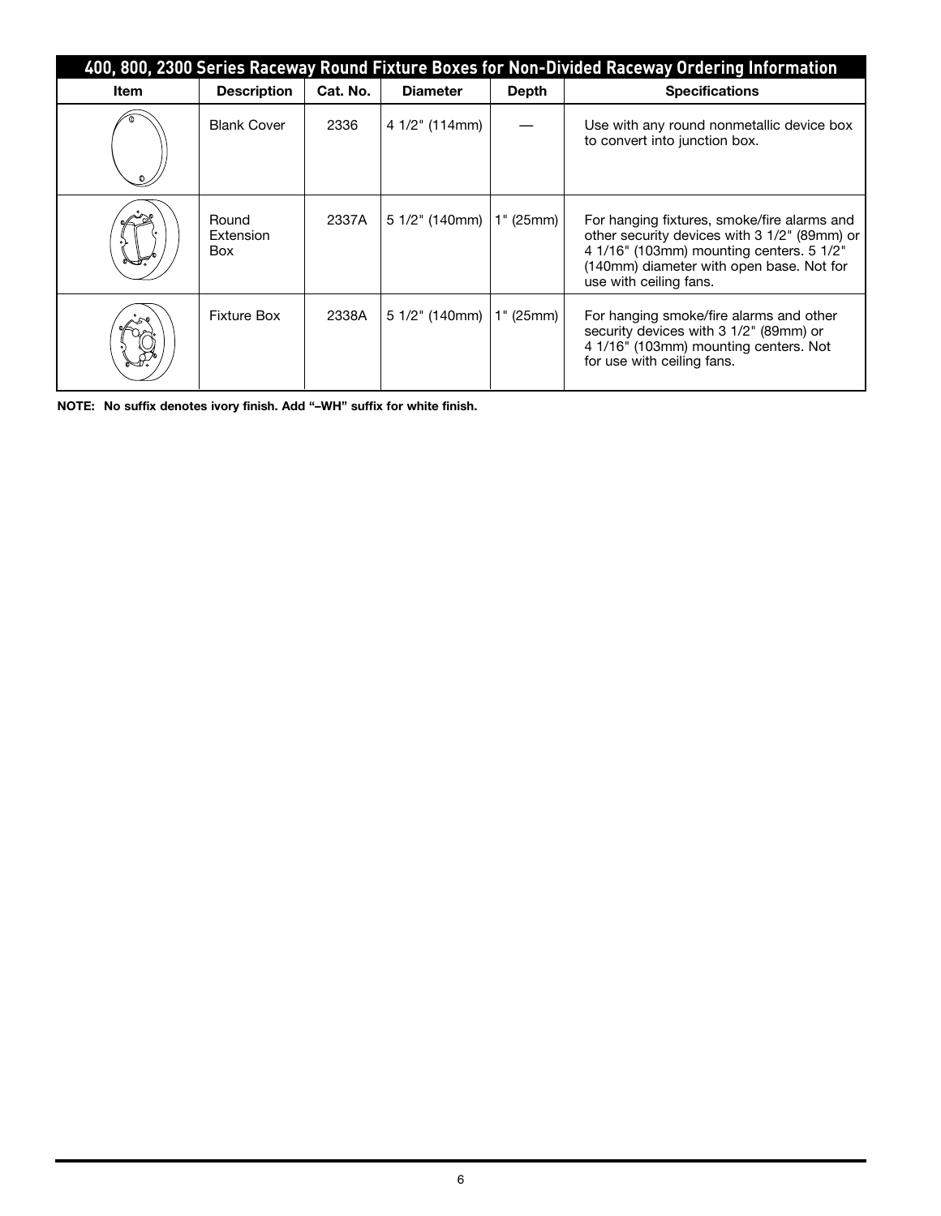## 400, 800, 2300 Series Raceway Round Fixture Boxes for Non-Divided Raceway Ordering Information

| Item | Description | Cat. No. | Diameter | Depth | Specifications |
|---|---|---|---|---|---|
| | Blank Cover | 2336 | 4 1/2" (114mm) | — | Use with any round nonmetallic device box to convert into junction box. |
| | Round Extension Box | 2337A | 5 1/2" (140mm) | 1" (25mm) | For hanging fixtures, smoke/fire alarms and other security devices with 3 1/2" (89mm) or 4 1/16" (103mm) mounting centers. 5 1/2" (140mm) diameter with open base. Not for use with ceiling fans. |
| | Fixture Box | 2338A | 5 1/2" (140mm) | 1" (25mm) | For hanging smoke/fire alarms and other security devices with 3 1/2" (89mm) or 4 1/16" (103mm) mounting centers. Not for use with ceiling fans. |

**NOTE: No suffix denotes ivory finish. Add "–WH" suffix for white finish.**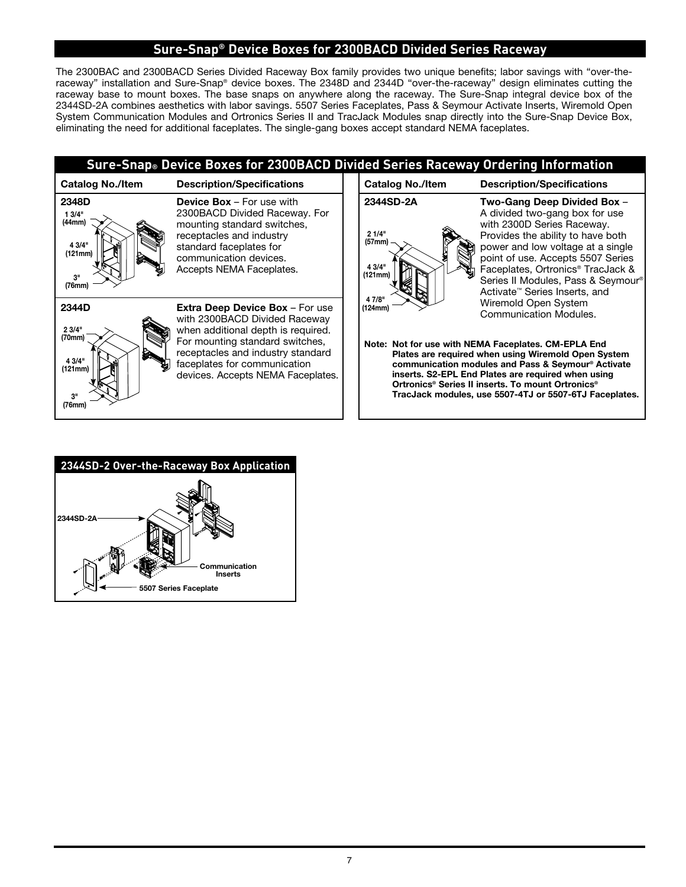## Sure-Snap® Device Boxes for 2300BACD Divided Series Raceway

The 2300BAC and 2300BACD Series Divided Raceway Box family provides two unique benefits; labor savings with "over-the-raceway" installation and Sure-Snap® device boxes. The 2348D and 2344D "over-the-raceway" design eliminates cutting the raceway base to mount boxes. The base snaps on anywhere along the raceway. The Sure-Snap integral device box of the 2344SD-2A combines aesthetics with labor savings. 5507 Series Faceplates, Pass & Seymour Activate Inserts, Wiremold Open System Communication Modules and Ortronics Series II and TracJack Modules snap directly into the Sure-Snap Device Box, eliminating the need for additional faceplates. The single-gang boxes accept standard NEMA faceplates.

## Sure-Snap® Device Boxes for 2300BACD Divided Series Raceway Ordering Information

| Catalog No./Item | Description/Specifications |
|---|---|
| **2348D** (1 3/4" (44mm), 4 3/4" (121mm), 3" (76mm)) | **Device Box** – For use with 2300BACD Divided Raceway. For mounting standard switches, receptacles and industry standard faceplates for communication devices. Accepts NEMA Faceplates. |
| **2344D** (2 3/4" (70mm), 4 3/4" (121mm), 3" (76mm)) | **Extra Deep Device Box** – For use with 2300BACD Divided Raceway when additional depth is required. For mounting standard switches, receptacles and industry standard faceplates for communication devices. Accepts NEMA Faceplates. |
| **2344SD-2A** (2 1/4" (57mm), 4 3/4" (121mm), 4 7/8" (124mm)) | **Two-Gang Deep Divided Box** – A divided two-gang box for use with 2300D Series Raceway. Provides the ability to have both power and low voltage at a single point of use. Accepts 5507 Series Faceplates, Ortronics® TracJack & Series II Modules, Pass & Seymour® Activate™ Series Inserts, and Wiremold Open System Communication Modules. |

**Note: Not for use with NEMA Faceplates. CM-EPLA End Plates are required when using Wiremold Open System communication modules and Pass & Seymour® Activate inserts. S2-EPL End Plates are required when using Ortronics® Series II inserts. To mount Ortronics® TracJack modules, use 5507-4TJ or 5507-6TJ Faceplates.**

## 2344SD-2 Over-the-Raceway Box Application

2344SD-2A

Communication Inserts

5507 Series Faceplate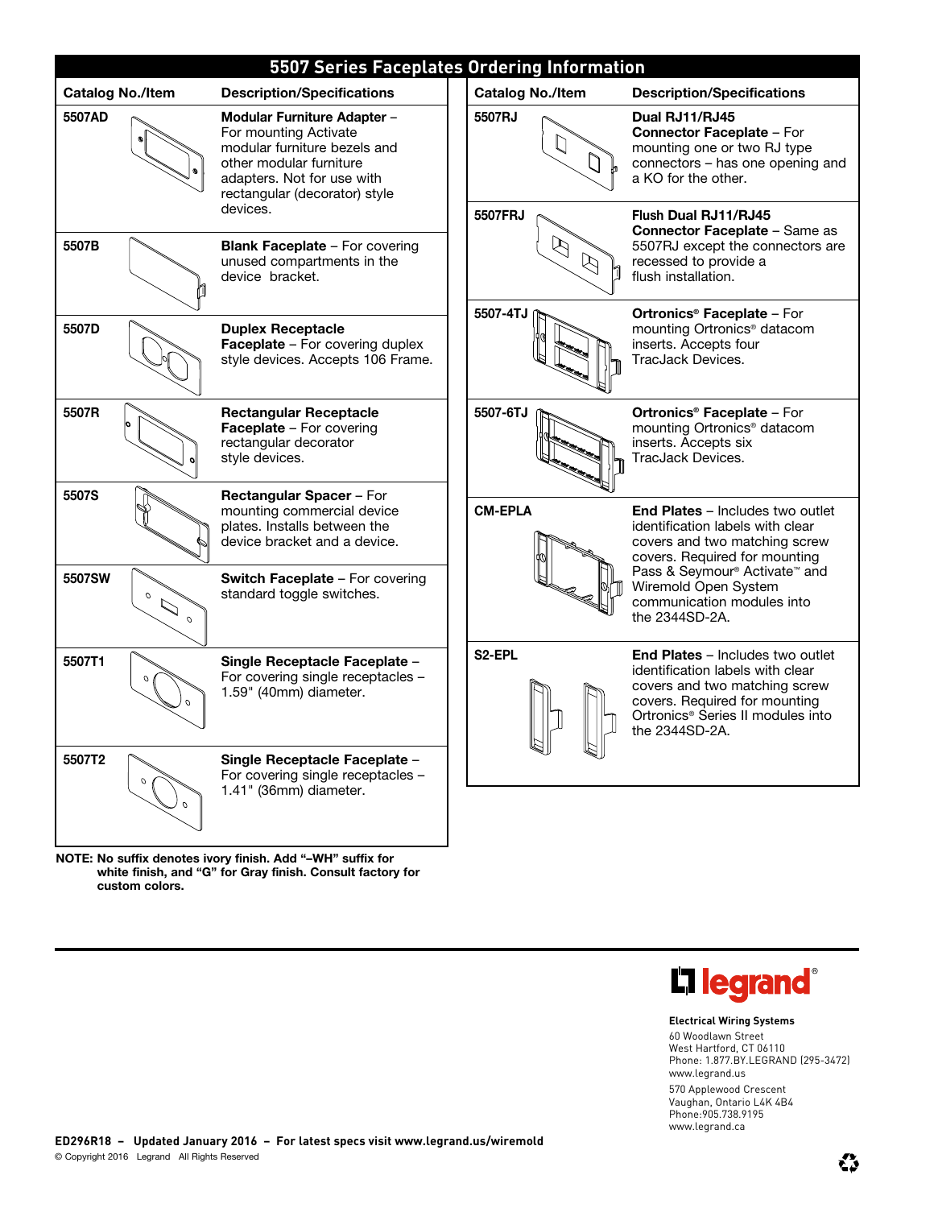## 5507 Series Faceplates Ordering Information

| Catalog No./Item | Description/Specifications |
|---|---|
| 5507AD | **Modular Furniture Adapter** – For mounting Activate modular furniture bezels and other modular furniture adapters. Not for use with rectangular (decorator) style devices. |
| 5507B | **Blank Faceplate** – For covering unused compartments in the device bracket. |
| 5507D | **Duplex Receptacle Faceplate** – For covering duplex style devices. Accepts 106 Frame. |
| 5507R | **Rectangular Receptacle Faceplate** – For covering rectangular decorator style devices. |
| 5507S | **Rectangular Spacer** – For mounting commercial device plates. Installs between the device bracket and a device. |
| 5507SW | **Switch Faceplate** – For covering standard toggle switches. |
| 5507T1 | **Single Receptacle Faceplate** – For covering single receptacles – 1.59" (40mm) diameter. |
| 5507T2 | **Single Receptacle Faceplate** – For covering single receptacles – 1.41" (36mm) diameter. |
| 5507RJ | **Dual RJ11/RJ45 Connector Faceplate** – For mounting one or two RJ type connectors – has one opening and a KO for the other. |
| 5507FRJ | **Flush Dual RJ11/RJ45 Connector Faceplate** – Same as 5507RJ except the connectors are recessed to provide a flush installation. |
| 5507-4TJ | **Ortronics® Faceplate** – For mounting Ortronics® datacom inserts. Accepts four TracJack Devices. |
| 5507-6TJ | **Ortronics® Faceplate** – For mounting Ortronics® datacom inserts. Accepts six TracJack Devices. |
| CM-EPLA | **End Plates** – Includes two outlet identification labels with clear covers and two matching screw covers. Required for mounting Pass & Seymour® Activate™ and Wiremold Open System communication modules into the 2344SD-2A. |
| S2-EPL | **End Plates** – Includes two outlet identification labels with clear covers and two matching screw covers. Required for mounting Ortronics® Series II modules into the 2344SD-2A. |

**NOTE: No suffix denotes ivory finish. Add "–WH" suffix for white finish, and "G" for Gray finish. Consult factory for custom colors.**

**legrand®**

**Electrical Wiring Systems**
60 Woodlawn Street
West Hartford, CT 06110
Phone: 1.877.BY.LEGRAND (295-3472)
www.legrand.us

570 Applewood Crescent
Vaughan, Ontario L4K 4B4
Phone:905.738.9195
www.legrand.ca

**ED296R18 – Updated January 2016 – For latest specs visit www.legrand.us/wiremold**

© Copyright 2016 Legrand All Rights Reserved